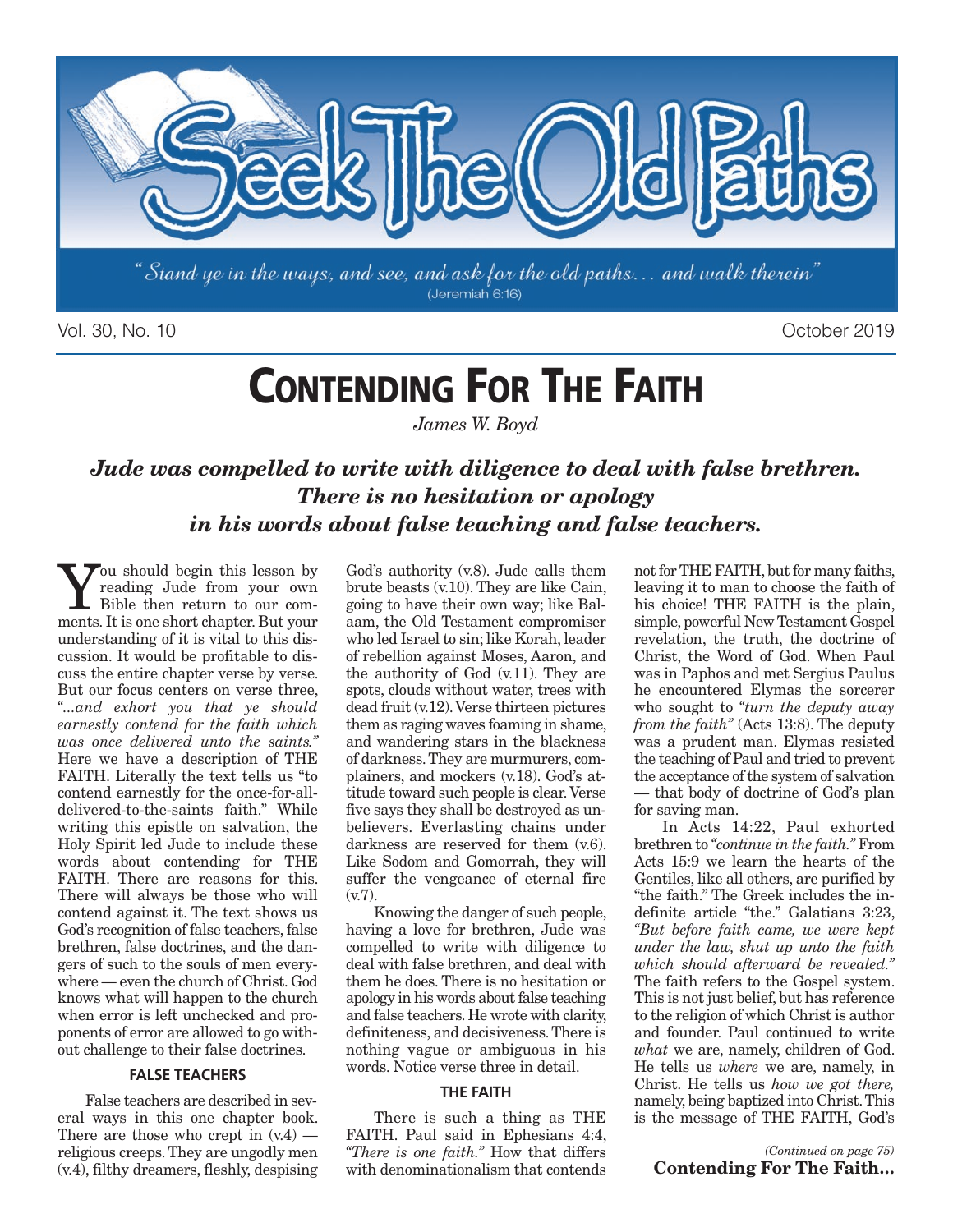# Seek The Old Paths

*"Stand ye in the ways, and see, and ask for the old paths... and walk therein"* (Jeremiah 6:16)

Vol. 30, No. 10 — October 2019

# CONTENDING FOR THE FAITH

*James W. Boyd*

***Jude was compelled to write with diligence to deal with false brethren. There is no hesitation or apology in his words about false teaching and false teachers.***

You should begin this lesson by reading Jude from your own Bible then return to our comments. It is one short chapter. But your understanding of it is vital to this discussion. It would be profitable to discuss the entire chapter verse by verse. But our focus centers on verse three, *"...and exhort you that ye should earnestly contend for the faith which was once delivered unto the saints."* Here we have a description of THE FAITH. Literally the text tells us "to contend earnestly for the once-for-all-delivered-to-the-saints faith." While writing this epistle on salvation, the Holy Spirit led Jude to include these words about contending for THE FAITH. There are reasons for this. There will always be those who will contend against it. The text shows us God's recognition of false teachers, false brethren, false doctrines, and the dangers of such to the souls of men everywhere — even the church of Christ. God knows what will happen to the church when error is left unchecked and proponents of error are allowed to go without challenge to their false doctrines.

### FALSE TEACHERS

False teachers are described in several ways in this one chapter book. There are those who crept in (v.4) — religious creeps. They are ungodly men (v.4), filthy dreamers, fleshly, despising God's authority (v.8). Jude calls them brute beasts (v.10). They are like Cain, going to have their own way; like Balaam, the Old Testament compromiser who led Israel to sin; like Korah, leader of rebellion against Moses, Aaron, and the authority of God (v.11). They are spots, clouds without water, trees with dead fruit (v.12). Verse thirteen pictures them as raging waves foaming in shame, and wandering stars in the blackness of darkness. They are murmurers, complainers, and mockers (v.18). God's attitude toward such people is clear. Verse five says they shall be destroyed as unbelievers. Everlasting chains under darkness are reserved for them (v.6). Like Sodom and Gomorrah, they will suffer the vengeance of eternal fire (v.7).

Knowing the danger of such people, having a love for brethren, Jude was compelled to write with diligence to deal with false brethren, and deal with them he does. There is no hesitation or apology in his words about false teaching and false teachers. He wrote with clarity, definiteness, and decisiveness. There is nothing vague or ambiguous in his words. Notice verse three in detail.

### THE FAITH

There is such a thing as THE FAITH. Paul said in Ephesians 4:4, *"There is one faith."* How that differs with denominationalism that contends not for THE FAITH, but for many faiths, leaving it to man to choose the faith of his choice! THE FAITH is the plain, simple, powerful New Testament Gospel revelation, the truth, the doctrine of Christ, the Word of God. When Paul was in Paphos and met Sergius Paulus he encountered Elymas the sorcerer who sought to *"turn the deputy away from the faith"* (Acts 13:8). The deputy was a prudent man. Elymas resisted the teaching of Paul and tried to prevent the acceptance of the system of salvation — that body of doctrine of God's plan for saving man.

In Acts 14:22, Paul exhorted brethren to *"continue in the faith."* From Acts 15:9 we learn the hearts of the Gentiles, like all others, are purified by "the faith." The Greek includes the indefinite article "the." Galatians 3:23, *"But before faith came, we were kept under the law, shut up unto the faith which should afterward be revealed."* The faith refers to the Gospel system. This is not just belief, but has reference to the religion of which Christ is author and founder. Paul continued to write *what* we are, namely, children of God. He tells us *where* we are, namely, in Christ. He tells us *how we got there,* namely, being baptized into Christ. This is the message of THE FAITH, God's

*(Continued on page 75)*
**Contending For The Faith...**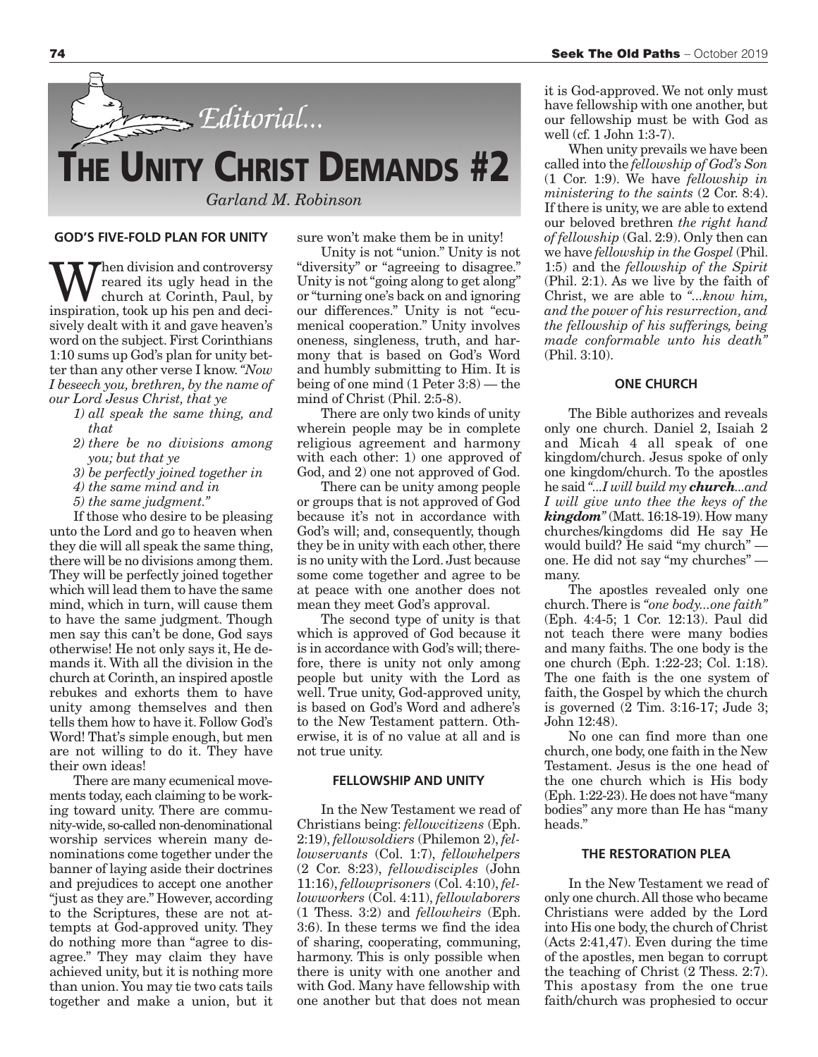# Editorial...

# THE UNITY CHRIST DEMANDS #2

*Garland M. Robinson*

### GOD'S FIVE-FOLD PLAN FOR UNITY

When division and controversy reared its ugly head in the church at Corinth, Paul, by inspiration, took up his pen and decisively dealt with it and gave heaven's word on the subject. First Corinthians 1:10 sums up God's plan for unity better than any other verse I know. *"Now I beseech you, brethren, by the name of our Lord Jesus Christ, that ye*

1) *all speak the same thing, and that*
2) *there be no divisions among you; but that ye*
3) *be perfectly joined together in*
4) *the same mind and in*
5) *the same judgment."*

If those who desire to be pleasing unto the Lord and go to heaven when they die will all speak the same thing, there will be no divisions among them. They will be perfectly joined together which will lead them to have the same mind, which in turn, will cause them to have the same judgment. Though men say this can't be done, God says otherwise! He not only says it, He demands it. With all the division in the church at Corinth, an inspired apostle rebukes and exhorts them to have unity among themselves and then tells them how to have it. Follow God's Word! That's simple enough, but men are not willing to do it. They have their own ideas!

There are many ecumenical movements today, each claiming to be working toward unity. There are community-wide, so-called non-denominational worship services wherein many denominations come together under the banner of laying aside their doctrines and prejudices to accept one another "just as they are." However, according to the Scriptures, these are not attempts at God-approved unity. They do nothing more than "agree to disagree." They may claim they have achieved unity, but it is nothing more than union. You may tie two cats tails together and make a union, but it sure won't make them be in unity!

Unity is not "union." Unity is not "diversity" or "agreeing to disagree." Unity is not "going along to get along" or "turning one's back on and ignoring our differences." Unity is not "ecumenical cooperation." Unity involves oneness, singleness, truth, and harmony that is based on God's Word and humbly submitting to Him. It is being of one mind (1 Peter 3:8) — the mind of Christ (Phil. 2:5-8).

There are only two kinds of unity wherein people may be in complete religious agreement and harmony with each other: 1) one approved of God, and 2) one not approved of God.

There can be unity among people or groups that is not approved of God because it's not in accordance with God's will; and, consequently, though they be in unity with each other, there is no unity with the Lord. Just because some come together and agree to be at peace with one another does not mean they meet God's approval.

The second type of unity is that which is approved of God because it is in accordance with God's will; therefore, there is unity not only among people but unity with the Lord as well. True unity, God-approved unity, is based on God's Word and adhere's to the New Testament pattern. Otherwise, it is of no value at all and is not true unity.

### FELLOWSHIP AND UNITY

In the New Testament we read of Christians being: *fellowcitizens* (Eph. 2:19), *fellowsoldiers* (Philemon 2), *fellowservants* (Col. 1:7), *fellowhelpers* (2 Cor. 8:23), *fellowdisciples* (John 11:16), *fellowprisoners* (Col. 4:10), *fellowworkers* (Col. 4:11), *fellowlaborers* (1 Thess. 3:2) and *fellowheirs* (Eph. 3:6). In these terms we find the idea of sharing, cooperating, communing, harmony. This is only possible when there is unity with one another and with God. Many have fellowship with one another but that does not mean it is God-approved. We not only must have fellowship with one another, but our fellowship must be with God as well (cf. 1 John 1:3-7).

When unity prevails we have been called into the *fellowship of God's Son* (1 Cor. 1:9). We have *fellowship in ministering to the saints* (2 Cor. 8:4). If there is unity, we are able to extend our beloved brethren *the right hand of fellowship* (Gal. 2:9). Only then can we have *fellowship in the Gospel* (Phil. 1:5) and the *fellowship of the Spirit* (Phil. 2:1). As we live by the faith of Christ, we are able to *"...know him, and the power of his resurrection, and the fellowship of his sufferings, being made conformable unto his death"* (Phil. 3:10).

### ONE CHURCH

The Bible authorizes and reveals only one church. Daniel 2, Isaiah 2 and Micah 4 all speak of one kingdom/church. Jesus spoke of only one kingdom/church. To the apostles he said *"...I will build my* ***church****...and I will give unto thee the keys of the* ***kingdom****"* (Matt. 16:18-19). How many churches/kingdoms did He say He would build? He said "my church" — one. He did not say "my churches" — many.

The apostles revealed only one church. There is *"one body...one faith"* (Eph. 4:4-5; 1 Cor. 12:13). Paul did not teach there were many bodies and many faiths. The one body is the one church (Eph. 1:22-23; Col. 1:18). The one faith is the one system of faith, the Gospel by which the church is governed (2 Tim. 3:16-17; Jude 3; John 12:48).

No one can find more than one church, one body, one faith in the New Testament. Jesus is the one head of the one church which is His body (Eph. 1:22-23). He does not have "many bodies" any more than He has "many heads."

### THE RESTORATION PLEA

In the New Testament we read of only one church. All those who became Christians were added by the Lord into His one body, the church of Christ (Acts 2:41,47). Even during the time of the apostles, men began to corrupt the teaching of Christ (2 Thess. 2:7). This apostasy from the one true faith/church was prophesied to occur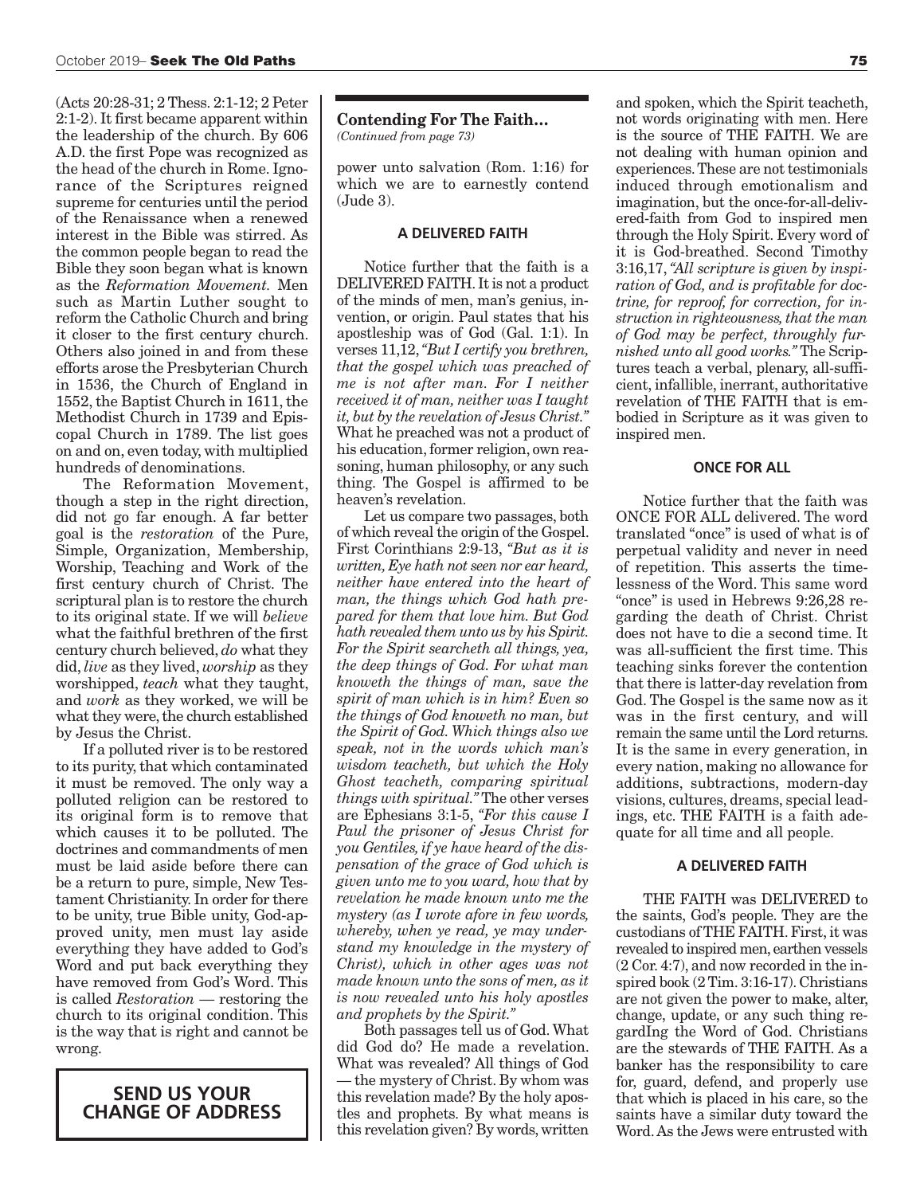(Acts 20:28-31; 2 Thess. 2:1-12; 2 Peter 2:1-2). It first became apparent within the leadership of the church. By 606 A.D. the first Pope was recognized as the head of the church in Rome. Ignorance of the Scriptures reigned supreme for centuries until the period of the Renaissance when a renewed interest in the Bible was stirred. As the common people began to read the Bible they soon began what is known as the *Reformation Movement.* Men such as Martin Luther sought to reform the Catholic Church and bring it closer to the first century church. Others also joined in and from these efforts arose the Presbyterian Church in 1536, the Church of England in 1552, the Baptist Church in 1611, the Methodist Church in 1739 and Episcopal Church in 1789. The list goes on and on, even today, with multiplied hundreds of denominations.

The Reformation Movement, though a step in the right direction, did not go far enough. A far better goal is the *restoration* of the Pure, Simple, Organization, Membership, Worship, Teaching and Work of the first century church of Christ. The scriptural plan is to restore the church to its original state. If we will *believe* what the faithful brethren of the first century church believed, *do* what they did, *live* as they lived, *worship* as they worshipped, *teach* what they taught, and *work* as they worked, we will be what they were, the church established by Jesus the Christ.

If a polluted river is to be restored to its purity, that which contaminated it must be removed. The only way a polluted religion can be restored to its original form is to remove that which causes it to be polluted. The doctrines and commandments of men must be laid aside before there can be a return to pure, simple, New Testament Christianity. In order for there to be unity, true Bible unity, God-approved unity, men must lay aside everything they have added to God's Word and put back everything they have removed from God's Word. This is called *Restoration* — restoring the church to its original condition. This is the way that is right and cannot be wrong.

**SEND US YOUR CHANGE OF ADDRESS**

## Contending For The Faith...

*(Continued from page 73)*

power unto salvation (Rom. 1:16) for which we are to earnestly contend (Jude 3).

### A DELIVERED FAITH

Notice further that the faith is a DELIVERED FAITH. It is not a product of the minds of men, man's genius, invention, or origin. Paul states that his apostleship was of God (Gal. 1:1). In verses 11,12, *"But I certify you brethren, that the gospel which was preached of me is not after man. For I neither received it of man, neither was I taught it, but by the revelation of Jesus Christ."* What he preached was not a product of his education, former religion, own reasoning, human philosophy, or any such thing. The Gospel is affirmed to be heaven's revelation.

Let us compare two passages, both of which reveal the origin of the Gospel. First Corinthians 2:9-13, *"But as it is written, Eye hath not seen nor ear heard, neither have entered into the heart of man, the things which God hath prepared for them that love him. But God hath revealed them unto us by his Spirit. For the Spirit searcheth all things, yea, the deep things of God. For what man knoweth the things of man, save the spirit of man which is in him? Even so the things of God knoweth no man, but the Spirit of God. Which things also we speak, not in the words which man's wisdom teacheth, but which the Holy Ghost teacheth, comparing spiritual things with spiritual."* The other verses are Ephesians 3:1-5, *"For this cause I Paul the prisoner of Jesus Christ for you Gentiles, if ye have heard of the dispensation of the grace of God which is given unto me to you ward, how that by revelation he made known unto me the mystery (as I wrote afore in few words, whereby, when ye read, ye may understand my knowledge in the mystery of Christ), which in other ages was not made known unto the sons of men, as it is now revealed unto his holy apostles and prophets by the Spirit."*

Both passages tell us of God. What did God do? He made a revelation. What was revealed? All things of God — the mystery of Christ. By whom was this revelation made? By the holy apostles and prophets. By what means is this revelation given? By words, written and spoken, which the Spirit teacheth, not words originating with men. Here is the source of THE FAITH. We are not dealing with human opinion and experiences. These are not testimonials induced through emotionalism and imagination, but the once-for-all-delivered-faith from God to inspired men through the Holy Spirit. Every word of it is God-breathed. Second Timothy 3:16,17, *"All scripture is given by inspiration of God, and is profitable for doctrine, for reproof, for correction, for instruction in righteousness, that the man of God may be perfect, throughly furnished unto all good works."* The Scriptures teach a verbal, plenary, all-sufficient, infallible, inerrant, authoritative revelation of THE FAITH that is embodied in Scripture as it was given to inspired men.

### ONCE FOR ALL

Notice further that the faith was ONCE FOR ALL delivered. The word translated "once" is used of what is of perpetual validity and never in need of repetition. This asserts the timelessness of the Word. This same word "once" is used in Hebrews 9:26,28 regarding the death of Christ. Christ does not have to die a second time. It was all-sufficient the first time. This teaching sinks forever the contention that there is latter-day revelation from God. The Gospel is the same now as it was in the first century, and will remain the same until the Lord returns. It is the same in every generation, in every nation, making no allowance for additions, subtractions, modern-day visions, cultures, dreams, special leadings, etc. THE FAITH is a faith adequate for all time and all people.

### A DELIVERED FAITH

THE FAITH was DELIVERED to the saints, God's people. They are the custodians of THE FAITH. First, it was revealed to inspired men, earthen vessels (2 Cor. 4:7), and now recorded in the inspired book (2 Tim. 3:16-17). Christians are not given the power to make, alter, change, update, or any such thing regardIng the Word of God. Christians are the stewards of THE FAITH. As a banker has the responsibility to care for, guard, defend, and properly use that which is placed in his care, so the saints have a similar duty toward the Word. As the Jews were entrusted with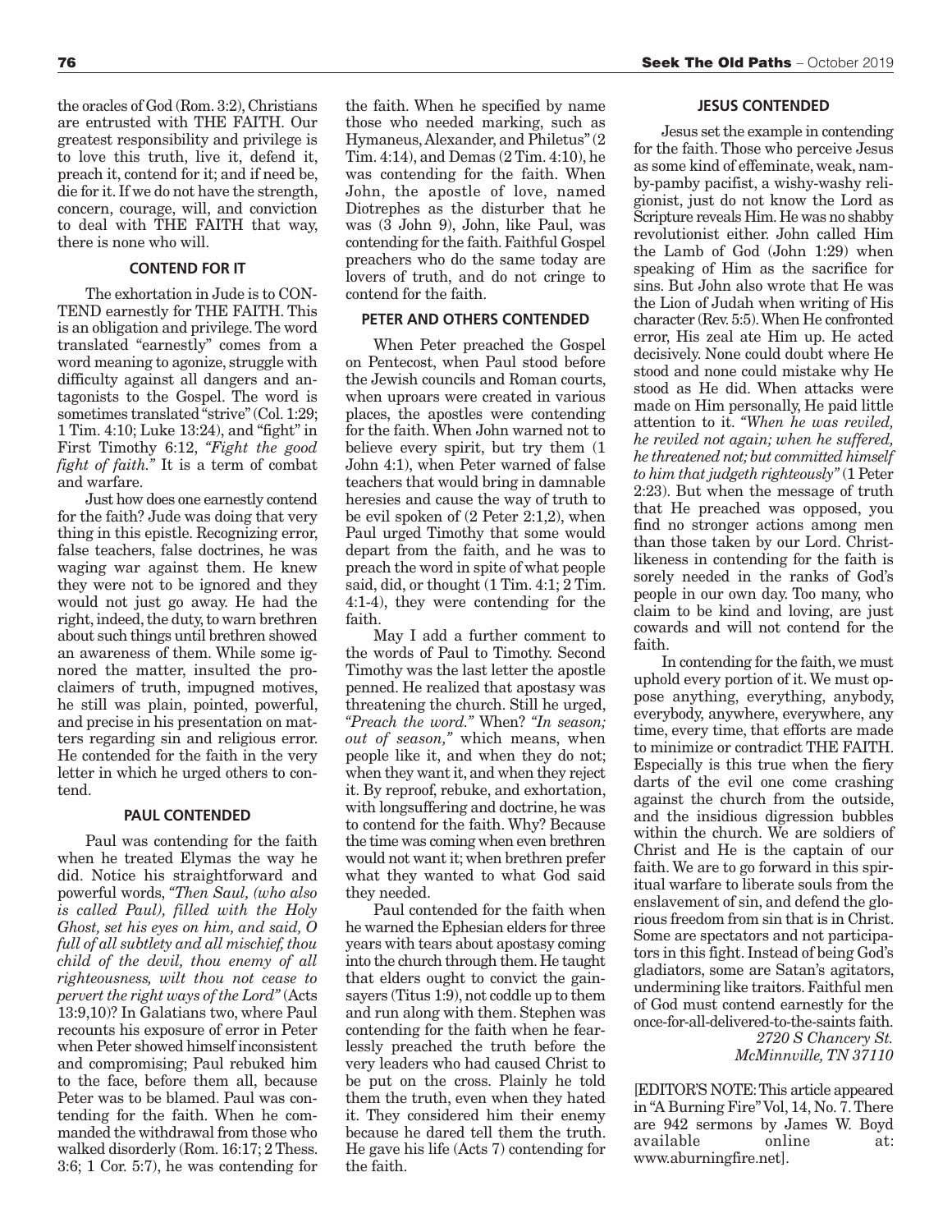the oracles of God (Rom. 3:2), Christians are entrusted with THE FAITH. Our greatest responsibility and privilege is to love this truth, live it, defend it, preach it, contend for it; and if need be, die for it. If we do not have the strength, concern, courage, will, and conviction to deal with THE FAITH that way, there is none who will.

### CONTEND FOR IT

The exhortation in Jude is to CONTEND earnestly for THE FAITH. This is an obligation and privilege. The word translated "earnestly" comes from a word meaning to agonize, struggle with difficulty against all dangers and antagonists to the Gospel. The word is sometimes translated "strive" (Col. 1:29; 1 Tim. 4:10; Luke 13:24), and "fight" in First Timothy 6:12, *"Fight the good fight of faith."* It is a term of combat and warfare.

Just how does one earnestly contend for the faith? Jude was doing that very thing in this epistle. Recognizing error, false teachers, false doctrines, he was waging war against them. He knew they were not to be ignored and they would not just go away. He had the right, indeed, the duty, to warn brethren about such things until brethren showed an awareness of them. While some ignored the matter, insulted the proclaimers of truth, impugned motives, he still was plain, pointed, powerful, and precise in his presentation on matters regarding sin and religious error. He contended for the faith in the very letter in which he urged others to contend.

### PAUL CONTENDED

Paul was contending for the faith when he treated Elymas the way he did. Notice his straightforward and powerful words, *"Then Saul, (who also is called Paul), filled with the Holy Ghost, set his eyes on him, and said, O full of all subtlety and all mischief, thou child of the devil, thou enemy of all righteousness, wilt thou not cease to pervert the right ways of the Lord"* (Acts 13:9,10)? In Galatians two, where Paul recounts his exposure of error in Peter when Peter showed himself inconsistent and compromising; Paul rebuked him to the face, before them all, because Peter was to be blamed. Paul was contending for the faith. When he commanded the withdrawal from those who walked disorderly (Rom. 16:17; 2 Thess. 3:6; 1 Cor. 5:7), he was contending for the faith. When he specified by name those who needed marking, such as Hymaneus, Alexander, and Philetus" (2 Tim. 4:14), and Demas (2 Tim. 4:10), he was contending for the faith. When John, the apostle of love, named Diotrephes as the disturber that he was (3 John 9), John, like Paul, was contending for the faith. Faithful Gospel preachers who do the same today are lovers of truth, and do not cringe to contend for the faith.

### PETER AND OTHERS CONTENDED

When Peter preached the Gospel on Pentecost, when Paul stood before the Jewish councils and Roman courts, when uproars were created in various places, the apostles were contending for the faith. When John warned not to believe every spirit, but try them (1 John 4:1), when Peter warned of false teachers that would bring in damnable heresies and cause the way of truth to be evil spoken of (2 Peter 2:1,2), when Paul urged Timothy that some would depart from the faith, and he was to preach the word in spite of what people said, did, or thought (1 Tim. 4:1; 2 Tim. 4:1-4), they were contending for the faith.

May I add a further comment to the words of Paul to Timothy. Second Timothy was the last letter the apostle penned. He realized that apostasy was threatening the church. Still he urged, *"Preach the word."* When? *"In season; out of season,"* which means, when people like it, and when they do not; when they want it, and when they reject it. By reproof, rebuke, and exhortation, with longsuffering and doctrine, he was to contend for the faith. Why? Because the time was coming when even brethren would not want it; when brethren prefer what they wanted to what God said they needed.

Paul contended for the faith when he warned the Ephesian elders for three years with tears about apostasy coming into the church through them. He taught that elders ought to convict the gainsayers (Titus 1:9), not coddle up to them and run along with them. Stephen was contending for the faith when he fearlessly preached the truth before the very leaders who had caused Christ to be put on the cross. Plainly he told them the truth, even when they hated it. They considered him their enemy because he dared tell them the truth. He gave his life (Acts 7) contending for the faith.

### JESUS CONTENDED

Jesus set the example in contending for the faith. Those who perceive Jesus as some kind of effeminate, weak, namby-pamby pacifist, a wishy-washy religionist, just do not know the Lord as Scripture reveals Him. He was no shabby revolutionist either. John called Him the Lamb of God (John 1:29) when speaking of Him as the sacrifice for sins. But John also wrote that He was the Lion of Judah when writing of His character (Rev. 5:5). When He confronted error, His zeal ate Him up. He acted decisively. None could doubt where He stood and none could mistake why He stood as He did. When attacks were made on Him personally, He paid little attention to it. *"When he was reviled, he reviled not again; when he suffered, he threatened not; but committed himself to him that judgeth righteously"* (1 Peter 2:23). But when the message of truth that He preached was opposed, you find no stronger actions among men than those taken by our Lord. Christlikeness in contending for the faith is sorely needed in the ranks of God's people in our own day. Too many, who claim to be kind and loving, are just cowards and will not contend for the faith.

In contending for the faith, we must uphold every portion of it. We must oppose anything, everything, anybody, everybody, anywhere, everywhere, any time, every time, that efforts are made to minimize or contradict THE FAITH. Especially is this true when the fiery darts of the evil one come crashing against the church from the outside, and the insidious digression bubbles within the church. We are soldiers of Christ and He is the captain of our faith. We are to go forward in this spiritual warfare to liberate souls from the enslavement of sin, and defend the glorious freedom from sin that is in Christ. Some are spectators and not participators in this fight. Instead of being God's gladiators, some are Satan's agitators, undermining like traitors. Faithful men of God must contend earnestly for the once-for-all-delivered-to-the-saints faith.

*2720 S Chancery St.*
*McMinnville, TN 37110*

[EDITOR'S NOTE: This article appeared in "A Burning Fire" Vol, 14, No. 7. There are 942 sermons by James W. Boyd available online at: www.aburningfire.net].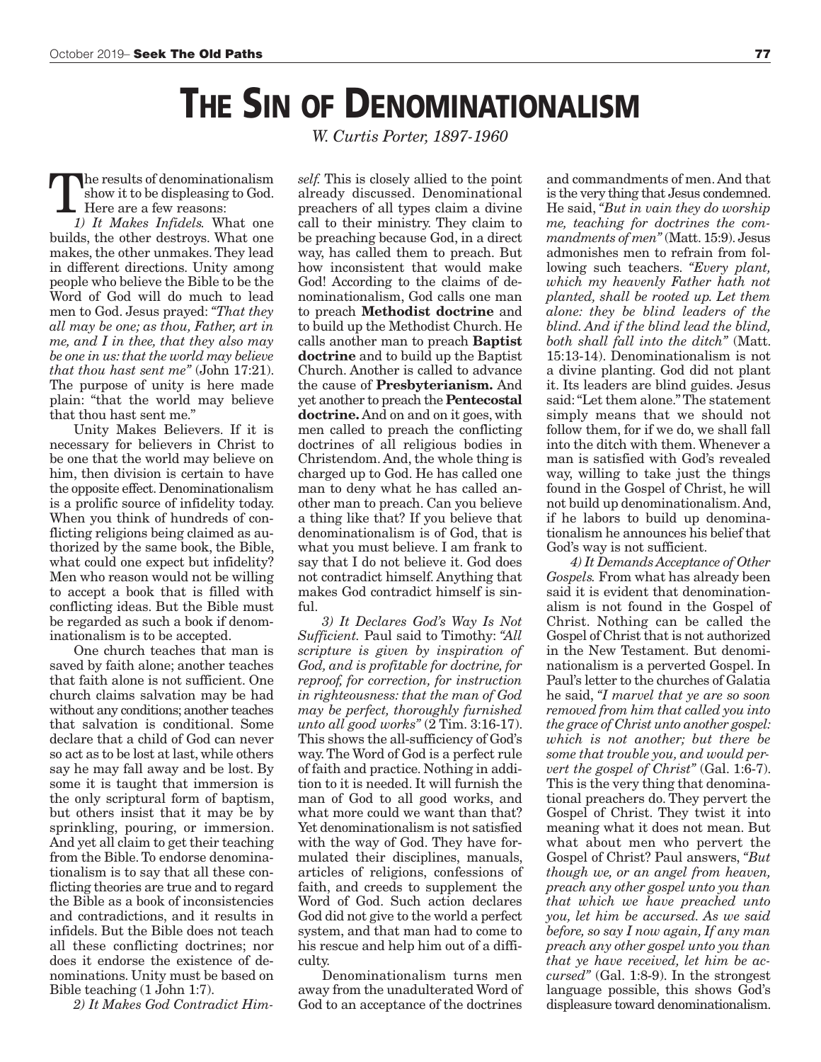# THE SIN OF DENOMINATIONALISM

*W. Curtis Porter, 1897-1960*

The results of denominationalism show it to be displeasing to God. Here are a few reasons:

*1) It Makes Infidels.* What one builds, the other destroys. What one makes, the other unmakes. They lead in different directions. Unity among people who believe the Bible to be the Word of God will do much to lead men to God. Jesus prayed: *"That they all may be one; as thou, Father, art in me, and I in thee, that they also may be one in us: that the world may believe that thou hast sent me"* (John 17:21). The purpose of unity is here made plain: "that the world may believe that thou hast sent me."

Unity Makes Believers. If it is necessary for believers in Christ to be one that the world may believe on him, then division is certain to have the opposite effect. Denominationalism is a prolific source of infidelity today. When you think of hundreds of conflicting religions being claimed as authorized by the same book, the Bible, what could one expect but infidelity? Men who reason would not be willing to accept a book that is filled with conflicting ideas. But the Bible must be regarded as such a book if denominationalism is to be accepted.

One church teaches that man is saved by faith alone; another teaches that faith alone is not sufficient. One church claims salvation may be had without any conditions; another teaches that salvation is conditional. Some declare that a child of God can never so act as to be lost at last, while others say he may fall away and be lost. By some it is taught that immersion is the only scriptural form of baptism, but others insist that it may be by sprinkling, pouring, or immersion. And yet all claim to get their teaching from the Bible. To endorse denominationalism is to say that all these conflicting theories are true and to regard the Bible as a book of inconsistencies and contradictions, and it results in infidels. But the Bible does not teach all these conflicting doctrines; nor does it endorse the existence of denominations. Unity must be based on Bible teaching (1 John 1:7).

*2) It Makes God Contradict Himself.* This is closely allied to the point already discussed. Denominational preachers of all types claim a divine call to their ministry. They claim to be preaching because God, in a direct way, has called them to preach. But how inconsistent that would make God! According to the claims of denominationalism, God calls one man to preach **Methodist doctrine** and to build up the Methodist Church. He calls another man to preach **Baptist doctrine** and to build up the Baptist Church. Another is called to advance the cause of **Presbyterianism.** And yet another to preach the **Pentecostal doctrine.** And on and on it goes, with men called to preach the conflicting doctrines of all religious bodies in Christendom. And, the whole thing is charged up to God. He has called one man to deny what he has called another man to preach. Can you believe a thing like that? If you believe that denominationalism is of God, that is what you must believe. I am frank to say that I do not believe it. God does not contradict himself. Anything that makes God contradict himself is sinful.

*3) It Declares God's Way Is Not Sufficient.* Paul said to Timothy: *"All scripture is given by inspiration of God, and is profitable for doctrine, for reproof, for correction, for instruction in righteousness: that the man of God may be perfect, thoroughly furnished unto all good works"* (2 Tim. 3:16-17). This shows the all-sufficiency of God's way. The Word of God is a perfect rule of faith and practice. Nothing in addition to it is needed. It will furnish the man of God to all good works, and what more could we want than that? Yet denominationalism is not satisfied with the way of God. They have formulated their disciplines, manuals, articles of religions, confessions of faith, and creeds to supplement the Word of God. Such action declares God did not give to the world a perfect system, and that man had to come to his rescue and help him out of a difficulty.

Denominationalism turns men away from the unadulterated Word of God to an acceptance of the doctrines and commandments of men. And that is the very thing that Jesus condemned. He said, *"But in vain they do worship me, teaching for doctrines the commandments of men"* (Matt. 15:9). Jesus admonishes men to refrain from following such teachers. *"Every plant, which my heavenly Father hath not planted, shall be rooted up. Let them alone: they be blind leaders of the blind. And if the blind lead the blind, both shall fall into the ditch"* (Matt. 15:13-14). Denominationalism is not a divine planting. God did not plant it. Its leaders are blind guides. Jesus said: "Let them alone." The statement simply means that we should not follow them, for if we do, we shall fall into the ditch with them. Whenever a man is satisfied with God's revealed way, willing to take just the things found in the Gospel of Christ, he will not build up denominationalism. And, if he labors to build up denominationalism he announces his belief that God's way is not sufficient.

*4) It Demands Acceptance of Other Gospels.* From what has already been said it is evident that denominationalism is not found in the Gospel of Christ. Nothing can be called the Gospel of Christ that is not authorized in the New Testament. But denominationalism is a perverted Gospel. In Paul's letter to the churches of Galatia he said, *"I marvel that ye are so soon removed from him that called you into the grace of Christ unto another gospel: which is not another; but there be some that trouble you, and would pervert the gospel of Christ"* (Gal. 1:6-7). This is the very thing that denominational preachers do. They pervert the Gospel of Christ. They twist it into meaning what it does not mean. But what about men who pervert the Gospel of Christ? Paul answers, *"But though we, or an angel from heaven, preach any other gospel unto you than that which we have preached unto you, let him be accursed. As we said before, so say I now again, If any man preach any other gospel unto you than that ye have received, let him be accursed"* (Gal. 1:8-9). In the strongest language possible, this shows God's displeasure toward denominationalism.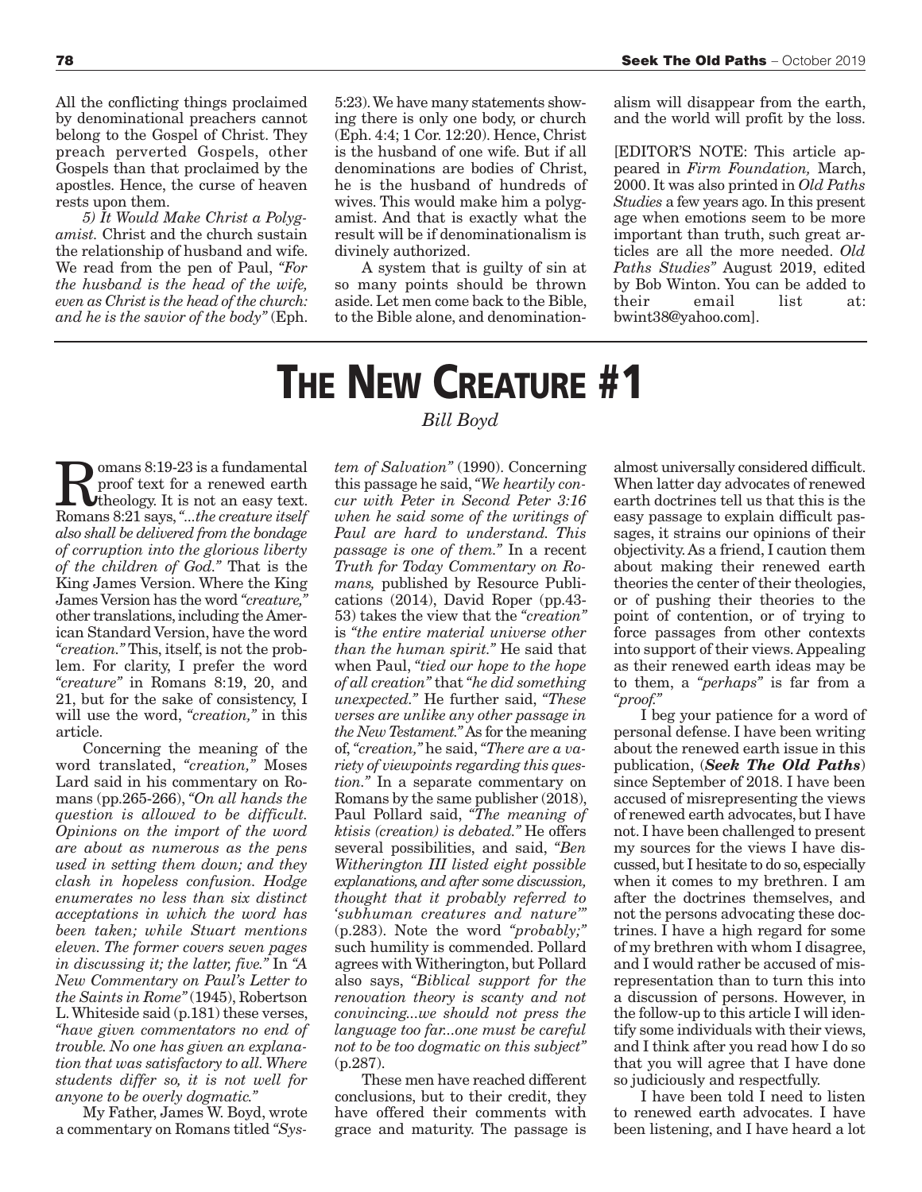All the conflicting things proclaimed by denominational preachers cannot belong to the Gospel of Christ. They preach perverted Gospels, other Gospels than that proclaimed by the apostles. Hence, the curse of heaven rests upon them.

*5) It Would Make Christ a Polygamist.* Christ and the church sustain the relationship of husband and wife. We read from the pen of Paul, *"For the husband is the head of the wife, even as Christ is the head of the church: and he is the savior of the body"* (Eph. 5:23). We have many statements showing there is only one body, or church (Eph. 4:4; 1 Cor. 12:20). Hence, Christ is the husband of one wife. But if all denominations are bodies of Christ, he is the husband of hundreds of wives. This would make him a polygamist. And that is exactly what the result will be if denominationalism is divinely authorized.

A system that is guilty of sin at so many points should be thrown aside. Let men come back to the Bible, to the Bible alone, and denominationalism will disappear from the earth, and the world will profit by the loss.

[EDITOR'S NOTE: This article appeared in *Firm Foundation,* March, 2000. It was also printed in *Old Paths Studies* a few years ago. In this present age when emotions seem to be more important than truth, such great articles are all the more needed. *Old Paths Studies"* August 2019, edited by Bob Winton. You can be added to their email list at: bwint38@yahoo.com].

# THE NEW CREATURE #1

*Bill Boyd*

Romans 8:19-23 is a fundamental proof text for a renewed earth theology. It is not an easy text. Romans 8:21 says, *"...the creature itself also shall be delivered from the bondage of corruption into the glorious liberty of the children of God."* That is the King James Version. Where the King James Version has the word *"creature,"* other translations, including the American Standard Version, have the word *"creation."* This, itself, is not the problem. For clarity, I prefer the word *"creature"* in Romans 8:19, 20, and 21, but for the sake of consistency, I will use the word, *"creation,"* in this article.

Concerning the meaning of the word translated, *"creation,"* Moses Lard said in his commentary on Romans (pp.265-266), *"On all hands the question is allowed to be difficult. Opinions on the import of the word are about as numerous as the pens used in setting them down; and they clash in hopeless confusion. Hodge enumerates no less than six distinct acceptations in which the word has been taken; while Stuart mentions eleven. The former covers seven pages in discussing it; the latter, five."* In *"A New Commentary on Paul's Letter to the Saints in Rome"* (1945), Robertson L. Whiteside said (p.181) these verses, *"have given commentators no end of trouble. No one has given an explanation that was satisfactory to all. Where students differ so, it is not well for anyone to be overly dogmatic."*

My Father, James W. Boyd, wrote a commentary on Romans titled *"System of Salvation"* (1990). Concerning this passage he said, *"We heartily concur with Peter in Second Peter 3:16 when he said some of the writings of Paul are hard to understand. This passage is one of them."* In a recent *Truth for Today Commentary on Romans,* published by Resource Publications (2014), David Roper (pp.43-53) takes the view that the *"creation"* is *"the entire material universe other than the human spirit."* He said that when Paul, *"tied our hope to the hope of all creation"* that *"he did something unexpected."* He further said, *"These verses are unlike any other passage in the New Testament."* As for the meaning of, *"creation,"* he said, *"There are a variety of viewpoints regarding this question."* In a separate commentary on Romans by the same publisher (2018), Paul Pollard said, *"The meaning of ktisis (creation) is debated."* He offers several possibilities, and said, *"Ben Witherington III listed eight possible explanations, and after some discussion, thought that it probably referred to 'subhuman creatures and nature'"* (p.283). Note the word *"probably;"* such humility is commended. Pollard agrees with Witherington, but Pollard also says, *"Biblical support for the renovation theory is scanty and not convincing...we should not press the language too far...one must be careful not to be too dogmatic on this subject"* (p.287).

These men have reached different conclusions, but to their credit, they have offered their comments with grace and maturity. The passage is almost universally considered difficult. When latter day advocates of renewed earth doctrines tell us that this is the easy passage to explain difficult passages, it strains our opinions of their objectivity. As a friend, I caution them about making their renewed earth theories the center of their theologies, or of pushing their theories to the point of contention, or of trying to force passages from other contexts into support of their views. Appealing as their renewed earth ideas may be to them, a *"perhaps"* is far from a *"proof."*

I beg your patience for a word of personal defense. I have been writing about the renewed earth issue in this publication, (***Seek The Old Paths***) since September of 2018. I have been accused of misrepresenting the views of renewed earth advocates, but I have not. I have been challenged to present my sources for the views I have discussed, but I hesitate to do so, especially when it comes to my brethren. I am after the doctrines themselves, and not the persons advocating these doctrines. I have a high regard for some of my brethren with whom I disagree, and I would rather be accused of misrepresentation than to turn this into a discussion of persons. However, in the follow-up to this article I will identify some individuals with their views, and I think after you read how I do so that you will agree that I have done so judiciously and respectfully.

I have been told I need to listen to renewed earth advocates. I have been listening, and I have heard a lot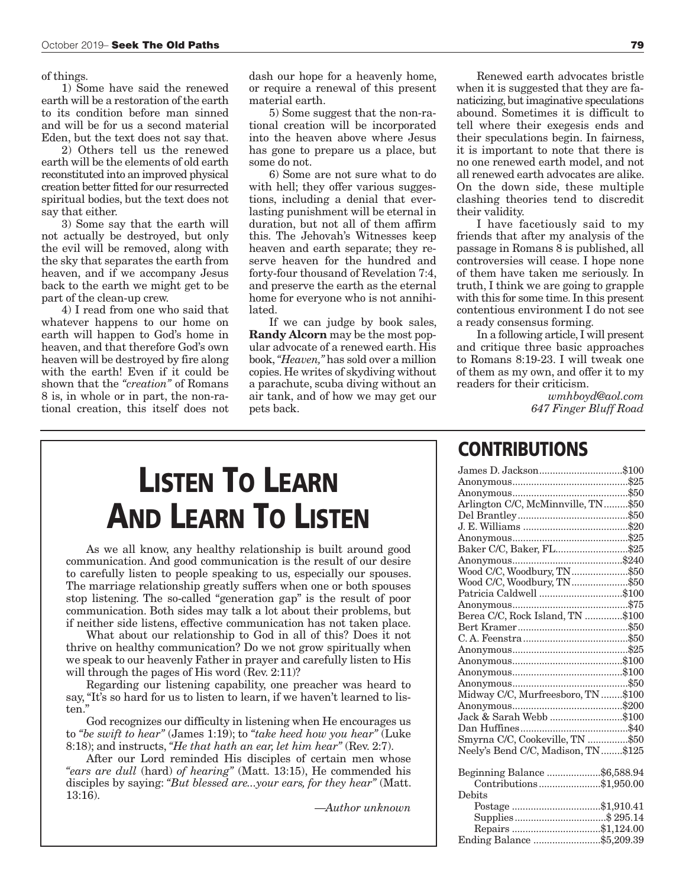of things.

1) Some have said the renewed earth will be a restoration of the earth to its condition before man sinned and will be for us a second material Eden, but the text does not say that.

2) Others tell us the renewed earth will be the elements of old earth reconstituted into an improved physical creation better fitted for our resurrected spiritual bodies, but the text does not say that either.

3) Some say that the earth will not actually be destroyed, but only the evil will be removed, along with the sky that separates the earth from heaven, and if we accompany Jesus back to the earth we might get to be part of the clean-up crew.

4) I read from one who said that whatever happens to our home on earth will happen to God's home in heaven, and that therefore God's own heaven will be destroyed by fire along with the earth! Even if it could be shown that the *"creation"* of Romans 8 is, in whole or in part, the non-rational creation, this itself does not dash our hope for a heavenly home, or require a renewal of this present material earth.

5) Some suggest that the non-rational creation will be incorporated into the heaven above where Jesus has gone to prepare us a place, but some do not.

6) Some are not sure what to do with hell; they offer various suggestions, including a denial that everlasting punishment will be eternal in duration, but not all of them affirm this. The Jehovah's Witnesses keep heaven and earth separate; they reserve heaven for the hundred and forty-four thousand of Revelation 7:4, and preserve the earth as the eternal home for everyone who is not annihilated.

If we can judge by book sales, **Randy Alcorn** may be the most popular advocate of a renewed earth. His book, *"Heaven,"* has sold over a million copies. He writes of skydiving without a parachute, scuba diving without an air tank, and of how we may get our pets back.

Renewed earth advocates bristle when it is suggested that they are fanaticizing, but imaginative speculations abound. Sometimes it is difficult to tell where their exegesis ends and their speculations begin. In fairness, it is important to note that there is no one renewed earth model, and not all renewed earth advocates are alike. On the down side, these multiple clashing theories tend to discredit their validity.

I have facetiously said to my friends that after my analysis of the passage in Romans 8 is published, all controversies will cease. I hope none of them have taken me seriously. In truth, I think we are going to grapple with this for some time. In this present contentious environment I do not see a ready consensus forming.

In a following article, I will present and critique three basic approaches to Romans 8:19-23. I will tweak one of them as my own, and offer it to my readers for their criticism.

*wmhboyd@aol.com*
*647 Finger Bluff Road*

# Listen To Learn And Learn To Listen

As we all know, any healthy relationship is built around good communication. And good communication is the result of our desire to carefully listen to people speaking to us, especially our spouses. The marriage relationship greatly suffers when one or both spouses stop listening. The so-called "generation gap" is the result of poor communication. Both sides may talk a lot about their problems, but if neither side listens, effective communication has not taken place.

What about our relationship to God in all of this? Does it not thrive on healthy communication? Do we not grow spiritually when we speak to our heavenly Father in prayer and carefully listen to His will through the pages of His word (Rev. 2:11)?

Regarding our listening capability, one preacher was heard to say, "It's so hard for us to listen to learn, if we haven't learned to listen."

God recognizes our difficulty in listening when He encourages us to *"be swift to hear"* (James 1:19); to *"take heed how you hear"* (Luke 8:18); and instructs, *"He that hath an ear, let him hear"* (Rev. 2:7).

After our Lord reminded His disciples of certain men whose *"ears are dull* (hard) *of hearing"* (Matt. 13:15), He commended his disciples by saying: *"But blessed are...your ears, for they hear"* (Matt. 13:16).

*—Author unknown*

## CONTRIBUTIONS

| | |
|---|---|
| James D. Jackson | $100 |
| Anonymous | $25 |
| Anonymous | $50 |
| Arlington C/C, McMinnville, TN | $50 |
| Del Brantley | $50 |
| J. E. Williams | $20 |
| Anonymous | $25 |
| Baker C/C, Baker, FL | $25 |
| Anonymous | $240 |
| Wood C/C, Woodbury, TN | $50 |
| Wood C/C, Woodbury, TN | $50 |
| Patricia Caldwell | $100 |
| Anonymous | $75 |
| Berea C/C, Rock Island, TN | $100 |
| Bert Kramer | $50 |
| C. A. Feenstra | $50 |
| Anonymous | $25 |
| Anonymous | $100 |
| Anonymous | $100 |
| Anonymous | $50 |
| Midway C/C, Murfreesboro, TN | $100 |
| Anonymous | $200 |
| Jack & Sarah Webb | $100 |
| Dan Huffines | $40 |
| Smyrna C/C, Cookeville, TN | $50 |
| Neely's Bend C/C, Madison, TN | $125 |

| | |
|---|---|
| Beginning Balance | $6,588.94 |
| Contributions | $1,950.00 |
| Debits | |
| Postage | $1,910.41 |
| Supplies | $ 295.14 |
| Repairs | $1,124.00 |
| Ending Balance | $5,209.39 |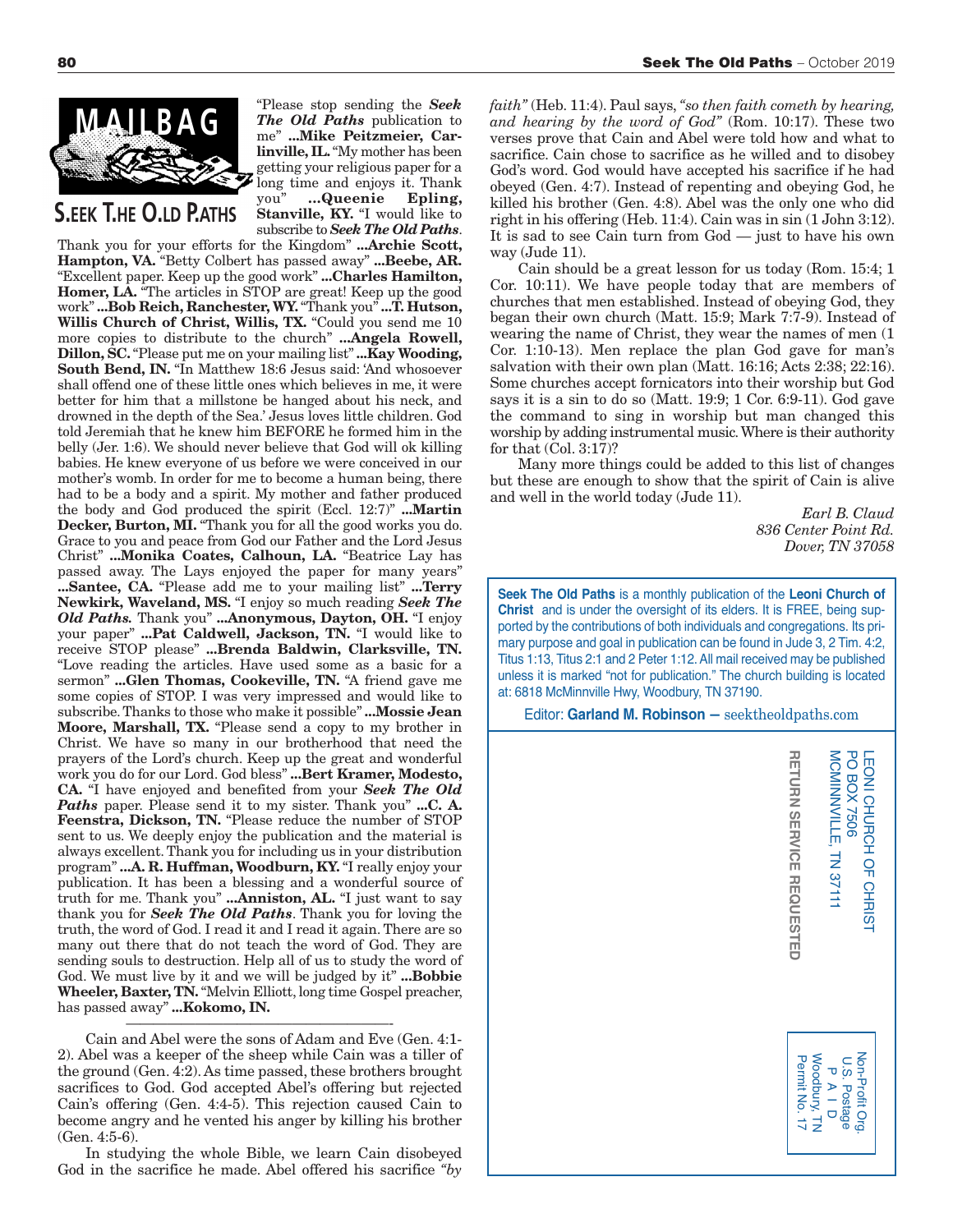# MAILBAG

## S.EEK T.HE O.LD P.ATHS

"Please stop sending the ***Seek The Old Paths*** publication to me" **...Mike Peitzmeier, Carlinville, IL.** "My mother has been getting your religious paper for a long time and enjoys it. Thank you" **...Queenie Epling, Stanville, KY.** "I would like to subscribe to ***Seek The Old Paths***. Thank you for your efforts for the Kingdom" **...Archie Scott, Hampton, VA.** "Betty Colbert has passed away" **...Beebe, AR.** "Excellent paper. Keep up the good work" **...Charles Hamilton, Homer, LA.** "The articles in STOP are great! Keep up the good work" **...Bob Reich, Ranchester, WY.** "Thank you" **...T. Hutson, Willis Church of Christ, Willis, TX.** "Could you send me 10 more copies to distribute to the church" **...Angela Rowell, Dillon, SC.** "Please put me on your mailing list" **...Kay Wooding, South Bend, IN.** "In Matthew 18:6 Jesus said: 'And whosoever shall offend one of these little ones which believes in me, it were better for him that a millstone be hanged about his neck, and drowned in the depth of the Sea.' Jesus loves little children. God told Jeremiah that he knew him BEFORE he formed him in the belly (Jer. 1:6). We should never believe that God will ok killing babies. He knew everyone of us before we were conceived in our mother's womb. In order for me to become a human being, there had to be a body and a spirit. My mother and father produced the body and God produced the spirit (Eccl. 12:7)" **...Martin Decker, Burton, MI.** "Thank you for all the good works you do. Grace to you and peace from God our Father and the Lord Jesus Christ" **...Monika Coates, Calhoun, LA.** "Beatrice Lay has passed away. The Lays enjoyed the paper for many years" **...Santee, CA.** "Please add me to your mailing list" **...Terry Newkirk, Waveland, MS.** "I enjoy so much reading ***Seek The Old Paths.*** Thank you" **...Anonymous, Dayton, OH.** "I enjoy your paper" **...Pat Caldwell, Jackson, TN.** "I would like to receive STOP please" **...Brenda Baldwin, Clarksville, TN.** "Love reading the articles. Have used some as a basic for a sermon" **...Glen Thomas, Cookeville, TN.** "A friend gave me some copies of STOP. I was very impressed and would like to subscribe. Thanks to those who make it possible" **...Mossie Jean Moore, Marshall, TX.** "Please send a copy to my brother in Christ. We have so many in our brotherhood that need the prayers of the Lord's church. Keep up the great and wonderful work you do for our Lord. God bless" **...Bert Kramer, Modesto, CA.** "I have enjoyed and benefited from your ***Seek The Old Paths*** paper. Please send it to my sister. Thank you" **...C. A. Feenstra, Dickson, TN.** "Please reduce the number of STOP sent to us. We deeply enjoy the publication and the material is always excellent. Thank you for including us in your distribution program" **...A. R. Huffman, Woodburn, KY.** "I really enjoy your publication. It has been a blessing and a wonderful source of truth for me. Thank you" **...Anniston, AL.** "I just want to say thank you for ***Seek The Old Paths***. Thank you for loving the truth, the word of God. I read it and I read it again. There are so many out there that do not teach the word of God. They are sending souls to destruction. Help all of us to study the word of God. We must live by it and we will be judged by it" **...Bobbie Wheeler, Baxter, TN.** "Melvin Elliott, long time Gospel preacher, has passed away" **...Kokomo, IN.**

---

Cain and Abel were the sons of Adam and Eve (Gen. 4:1-2). Abel was a keeper of the sheep while Cain was a tiller of the ground (Gen. 4:2). As time passed, these brothers brought sacrifices to God. God accepted Abel's offering but rejected Cain's offering (Gen. 4:4-5). This rejection caused Cain to become angry and he vented his anger by killing his brother (Gen. 4:5-6).

In studying the whole Bible, we learn Cain disobeyed God in the sacrifice he made. Abel offered his sacrifice *"by faith"* (Heb. 11:4). Paul says, *"so then faith cometh by hearing, and hearing by the word of God"* (Rom. 10:17). These two verses prove that Cain and Abel were told how and what to sacrifice. Cain chose to sacrifice as he willed and to disobey God's word. God would have accepted his sacrifice if he had obeyed (Gen. 4:7). Instead of repenting and obeying God, he killed his brother (Gen. 4:8). Abel was the only one who did right in his offering (Heb. 11:4). Cain was in sin (1 John 3:12). It is sad to see Cain turn from God — just to have his own way (Jude 11).

Cain should be a great lesson for us today (Rom. 15:4; 1 Cor. 10:11). We have people today that are members of churches that men established. Instead of obeying God, they began their own church (Matt. 15:9; Mark 7:7-9). Instead of wearing the name of Christ, they wear the names of men (1 Cor. 1:10-13). Men replace the plan God gave for man's salvation with their own plan (Matt. 16:16; Acts 2:38; 22:16). Some churches accept fornicators into their worship but God says it is a sin to do so (Matt. 19:9; 1 Cor. 6:9-11). God gave the command to sing in worship but man changed this worship by adding instrumental music. Where is their authority for that (Col. 3:17)?

Many more things could be added to this list of changes but these are enough to show that the spirit of Cain is alive and well in the world today (Jude 11).

*Earl B. Claud*
*836 Center Point Rd.*
*Dover, TN 37058*

---

**Seek The Old Paths** is a monthly publication of the **Leoni Church of Christ** and is under the oversight of its elders. It is FREE, being supported by the contributions of both individuals and congregations. Its primary purpose and goal in publication can be found in Jude 3, 2 Tim. 4:2, Titus 1:13, Titus 2:1 and 2 Peter 1:12. All mail received may be published unless it is marked "not for publication." The church building is located at: 6818 McMinnville Hwy, Woodbury, TN 37190.

Editor: **Garland M. Robinson** — seektheoldpaths.com

LEONI CHURCH OF CHRIST
PO BOX 7506
MCMINNVILLE, TN 37111

**RETURN SERVICE REQUESTED**

Non-Profit Org.
U.S. Postage
P A I D
Woodbury, TN
Permit No. 17